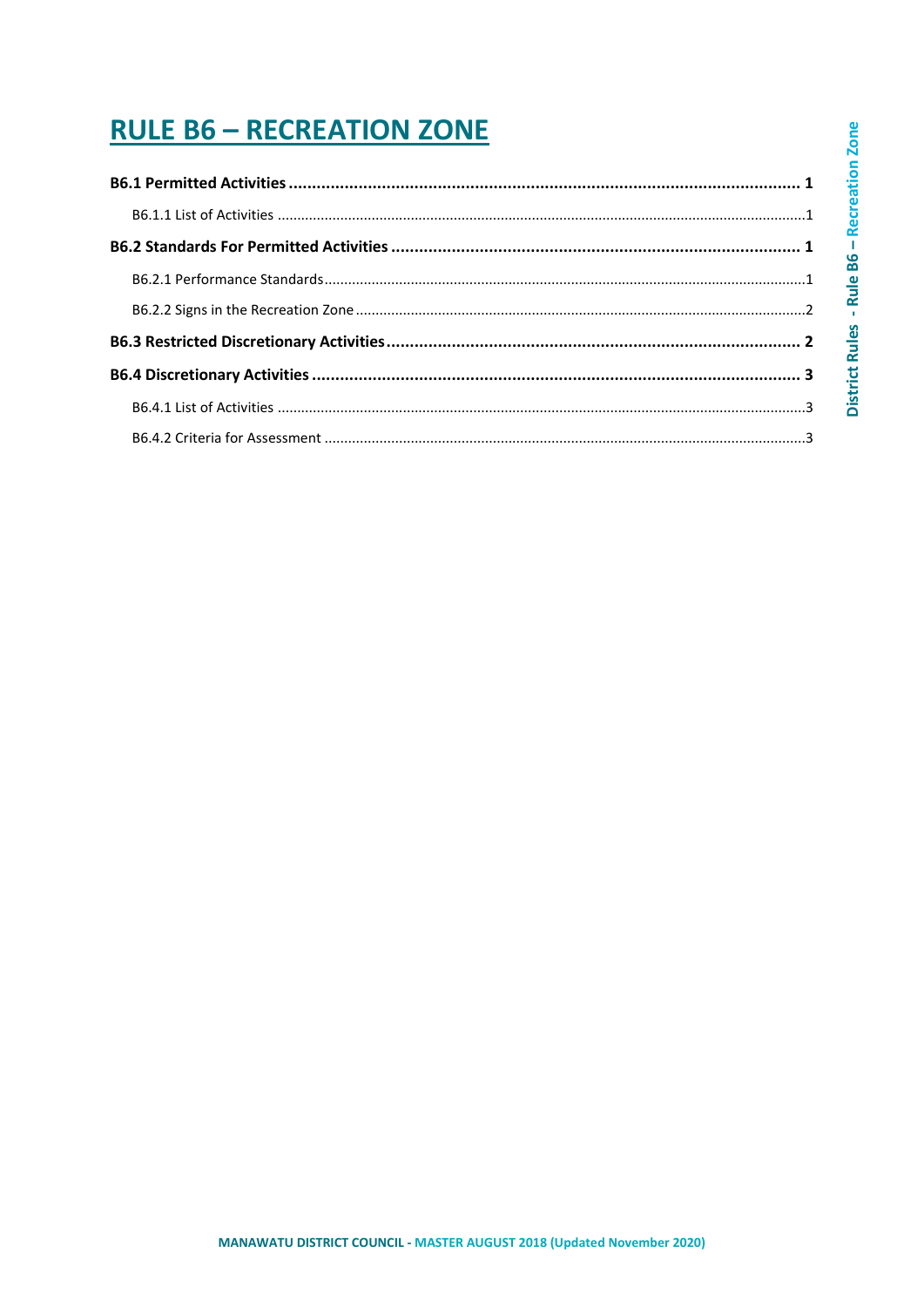# RULE B6 – RECREATION ZONE

**B6.1 Permitted Activities** ........................................................................................................ **1**

B6.1.1 List of Activities ........................................................................................................1

**B6.2 Standards For Permitted Activities** ........................................................................ **1**

B6.2.1 Performance Standards..............................................................................................1

B6.2.2 Signs in the Recreation Zone .......................................................................................2

**B6.3 Restricted Discretionary Activities** ........................................................................ **2**

**B6.4 Discretionary Activities** .......................................................................................... **3**

B6.4.1 List of Activities ........................................................................................................3

B6.4.2 Criteria for Assessment .............................................................................................3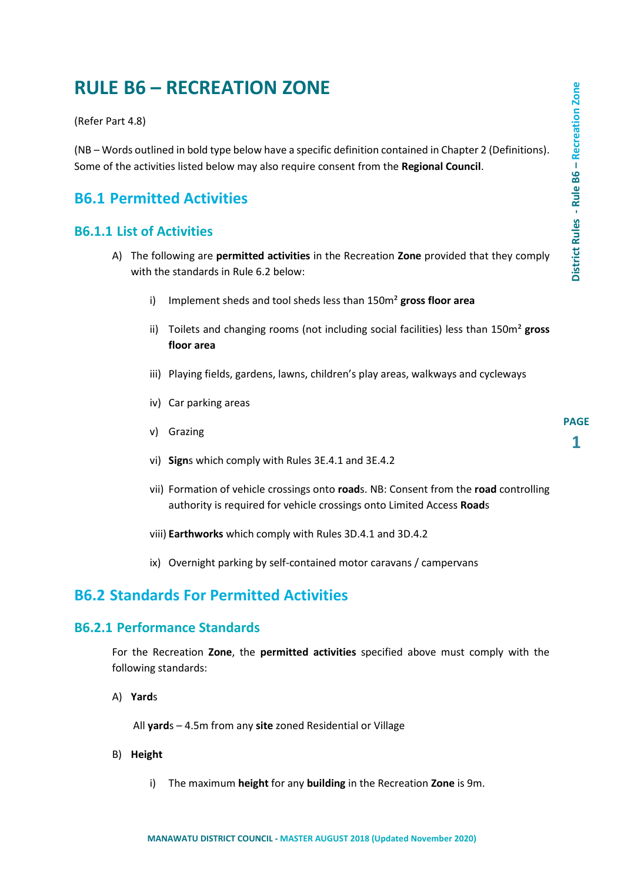# RULE B6 – RECREATION ZONE

(Refer Part 4.8)

(NB – Words outlined in bold type below have a specific definition contained in Chapter 2 (Definitions). Some of the activities listed below may also require consent from the **Regional Council**.

## B6.1 Permitted Activities

### B6.1.1 List of Activities

A) The following are **permitted activities** in the Recreation **Zone** provided that they comply with the standards in Rule 6.2 below:

   i) Implement sheds and tool sheds less than 150m² **gross floor area**

   ii) Toilets and changing rooms (not including social facilities) less than 150m² **gross floor area**

   iii) Playing fields, gardens, lawns, children's play areas, walkways and cycleways

   iv) Car parking areas

   v) Grazing

   vi) **Sign**s which comply with Rules 3E.4.1 and 3E.4.2

   vii) Formation of vehicle crossings onto **road**s. NB: Consent from the **road** controlling authority is required for vehicle crossings onto Limited Access **Road**s

   viii) **Earthworks** which comply with Rules 3D.4.1 and 3D.4.2

   ix) Overnight parking by self-contained motor caravans / campervans

## B6.2 Standards For Permitted Activities

### B6.2.1 Performance Standards

For the Recreation **Zone**, the **permitted activities** specified above must comply with the following standards:

A) **Yard**s

All **yard**s – 4.5m from any **site** zoned Residential or Village

B) **Height**

   i) The maximum **height** for any **building** in the Recreation **Zone** is 9m.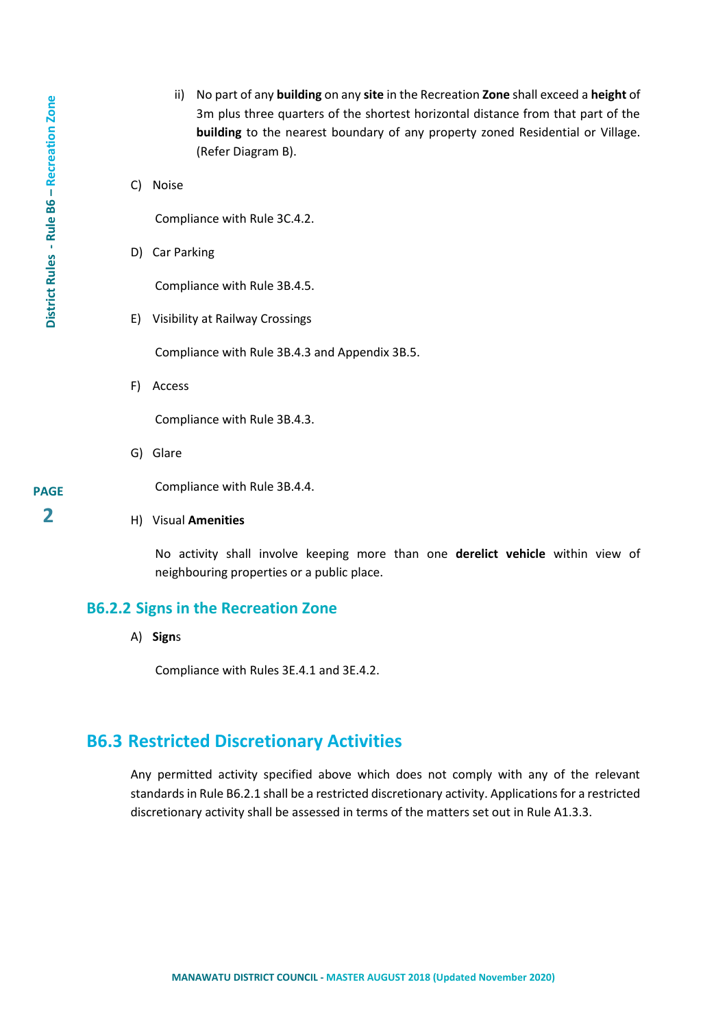ii) No part of any **building** on any **site** in the Recreation **Zone** shall exceed a **height** of 3m plus three quarters of the shortest horizontal distance from that part of the **building** to the nearest boundary of any property zoned Residential or Village. (Refer Diagram B).

C) Noise

Compliance with Rule 3C.4.2.

D) Car Parking

Compliance with Rule 3B.4.5.

E) Visibility at Railway Crossings

Compliance with Rule 3B.4.3 and Appendix 3B.5.

F) Access

Compliance with Rule 3B.4.3.

G) Glare

Compliance with Rule 3B.4.4.

H) Visual **Amenities**

No activity shall involve keeping more than one **derelict vehicle** within view of neighbouring properties or a public place.

### B6.2.2 Signs in the Recreation Zone

A) **Sign**s

Compliance with Rules 3E.4.1 and 3E.4.2.

## B6.3 Restricted Discretionary Activities

Any permitted activity specified above which does not comply with any of the relevant standards in Rule B6.2.1 shall be a restricted discretionary activity. Applications for a restricted discretionary activity shall be assessed in terms of the matters set out in Rule A1.3.3.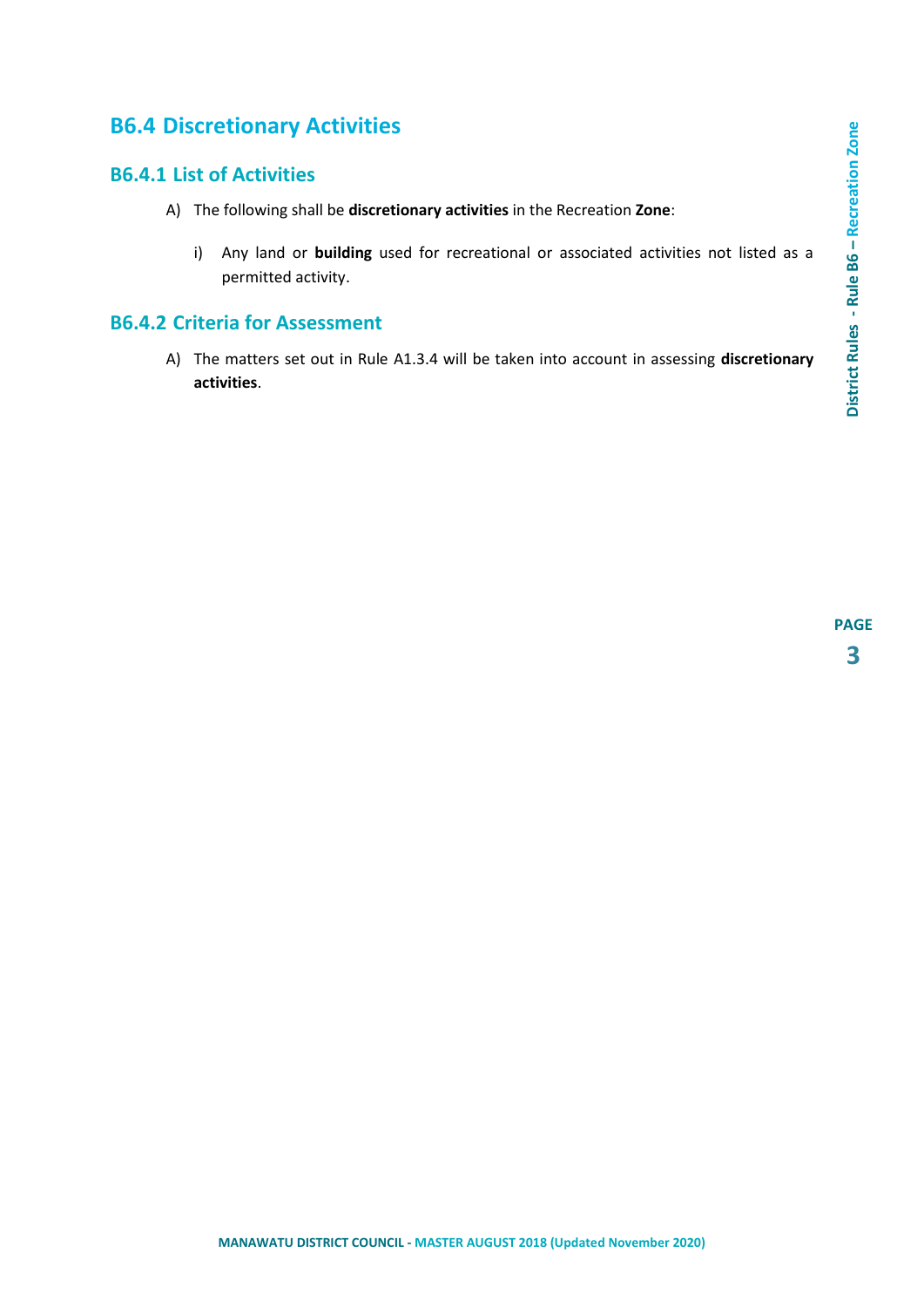## B6.4 Discretionary Activities

### B6.4.1 List of Activities

A) The following shall be **discretionary activities** in the Recreation **Zone**:

  i) Any land or **building** used for recreational or associated activities not listed as a permitted activity.

### B6.4.2 Criteria for Assessment

A) The matters set out in Rule A1.3.4 will be taken into account in assessing **discretionary activities**.